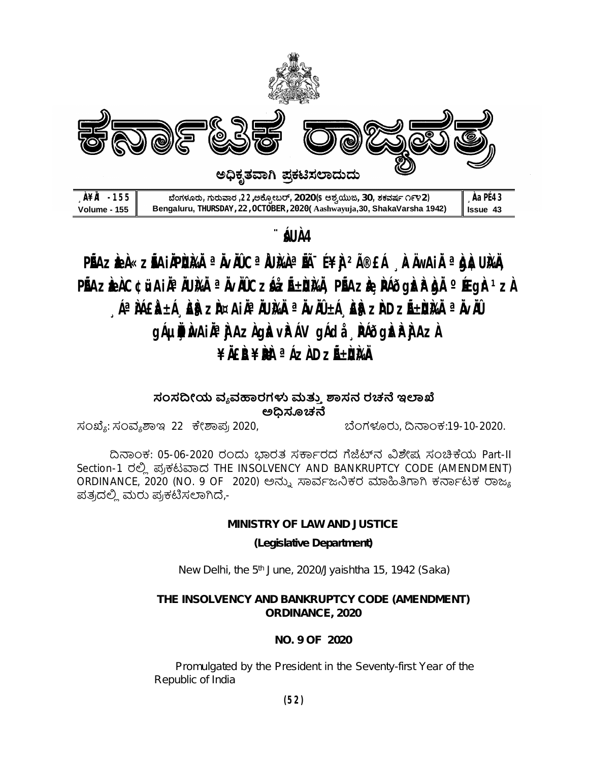# ಭಾಗ-4

## ಕೇಂದ್ರದ ವಿಧೇಯಕಗಳು ಮತ್ತು ಮಸೂದೆ ವಿಧೇಯ ಪರಿಶೀಲನೆ ಸಮಿತಿಯ ವರದಿಗಳು, ಕೇಂದ್ರದ ಅಧಿನಿಯಮಗಳು ಮತ್ತು ಅಧ್ಯಾದೇಶಗಳು, ಕೇಂದ್ರ ಸರ್ಕಾರದ ಹೊರಡಿಸಿದ ಸಾಮಾನ್ಯ ಶಾಸನಬದ್ಧ ನಿಯಮಗಳು ಮತ್ತು ಶಾಸನಬದ್ಧ ಆದೇಶಗಳು ಮತ್ತು ರಾಷ್ಟ್ರಪತಿಯವರಿಂದ ರಚಿತವಾದ ರಾಜ್ಯ ಸರ್ಕಾರದ ಪುನಃ ಪ್ರಕಟವಾದ ಆದೇಶಗಳು

**ಸಂಸದೀಯ ವ್ಯವಹಾರಗಳು ಮತ್ತು ಶಾಸನ ರಚನೆ ಇಲಾಖೆ**

**ಅಧಿಸೂಚನೆ**

ಸಂಖ್ಯೆ: ಸಂವ್ಯಶಾಇ 22 ಕೇಶಾಪ್ರ 2020, ಬೆಂಗಳೂರು, ದಿನಾಂಕ:19-10-2020.

ದಿನಾಂಕ: 05-06-2020 ರಂದು ಭಾರತ ಸರ್ಕಾರದ ಗೆಜೆಟ್‌ನ ವಿಶೇಷ ಸಂಚಿಕೆಯ Part-II Section-1 ರಲ್ಲಿ ಪ್ರಕಟವಾದ THE INSOLVENCY AND BANKRUPTCY CODE (AMENDMENT) ORDINANCE, 2020 (NO. 9 OF 2020) ಅನ್ನು ಸಾರ್ವಜನಿಕರ ಮಾಹಿತಿಗಾಗಿ ಕರ್ನಾಟಕ ರಾಜ್ಯ ಪತ್ರದಲ್ಲಿ ಮರು ಪ್ರಕಟಿಸಲಾಗಿದೆ,-

**MINISTRY OF LAW AND JUSTICE**

**(Legislative Department)**

New Delhi, the 5th June, 2020/Jyaishtha 15, 1942 (Saka)

**THE INSOLVENCY AND BANKRUPTCY CODE (AMENDMENT) ORDINANCE, 2020**

**NO. 9 OF 2020**

Promulgated by the President in the Seventy-first Year of the Republic of India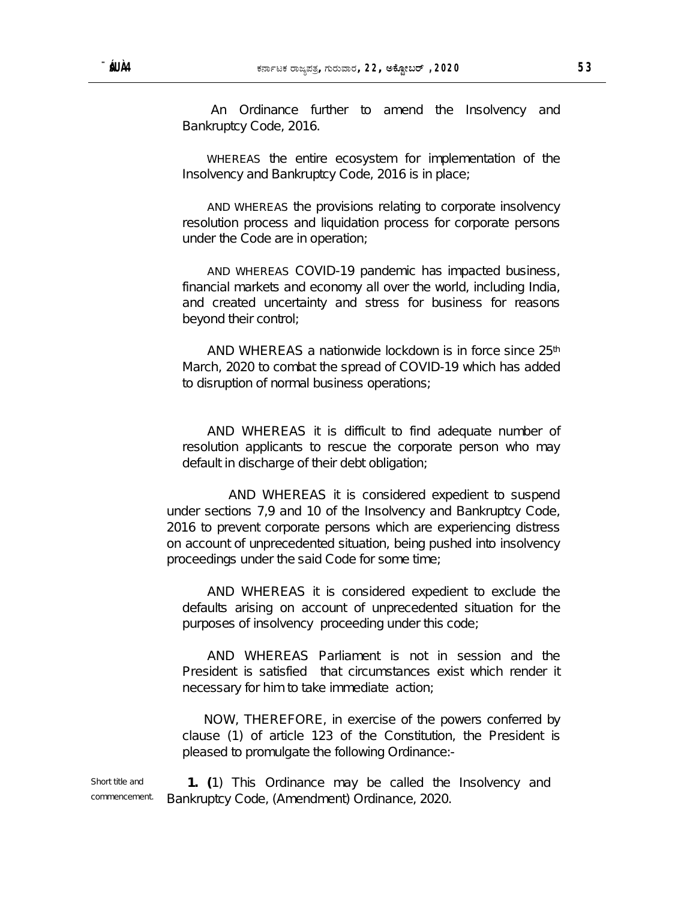An Ordinance further to amend the Insolvency and Bankruptcy Code, 2016.

WHEREAS the entire ecosystem for implementation of the Insolvency and Bankruptcy Code, 2016 is in place;

AND WHEREAS the provisions relating to corporate insolvency resolution process and liquidation process for corporate persons under the Code are in operation;

AND WHEREAS COVID-19 pandemic has impacted business, financial markets and economy all over the world, including India, and created uncertainty and stress for business for reasons beyond their control;

AND WHEREAS a nationwide lockdown is in force since 25th March, 2020 to combat the spread of COVID-19 which has added to disruption of normal business operations;

AND WHEREAS it is difficult to find adequate number of resolution applicants to rescue the corporate person who may default in discharge of their debt obligation;

AND WHEREAS it is considered expedient to suspend under sections 7,9 and 10 of the Insolvency and Bankruptcy Code, 2016 to prevent corporate persons which are experiencing distress on account of unprecedented situation, being pushed into insolvency proceedings under the said Code for some time;

AND WHEREAS it is considered expedient to exclude the defaults arising on account of unprecedented situation for the purposes of insolvency proceeding under this code;

AND WHEREAS Parliament is not in session and the President is satisfied that circumstances exist which render it necessary for him to take immediate action;

NOW, THEREFORE, in exercise of the powers conferred by clause (1) of article 123 of the Constitution, the President is pleased to promulgate the following Ordinance:-

*Short title and commencement.*

**1. (**1) This Ordinance may be called the Insolvency and Bankruptcy Code, (Amendment) Ordinance, 2020.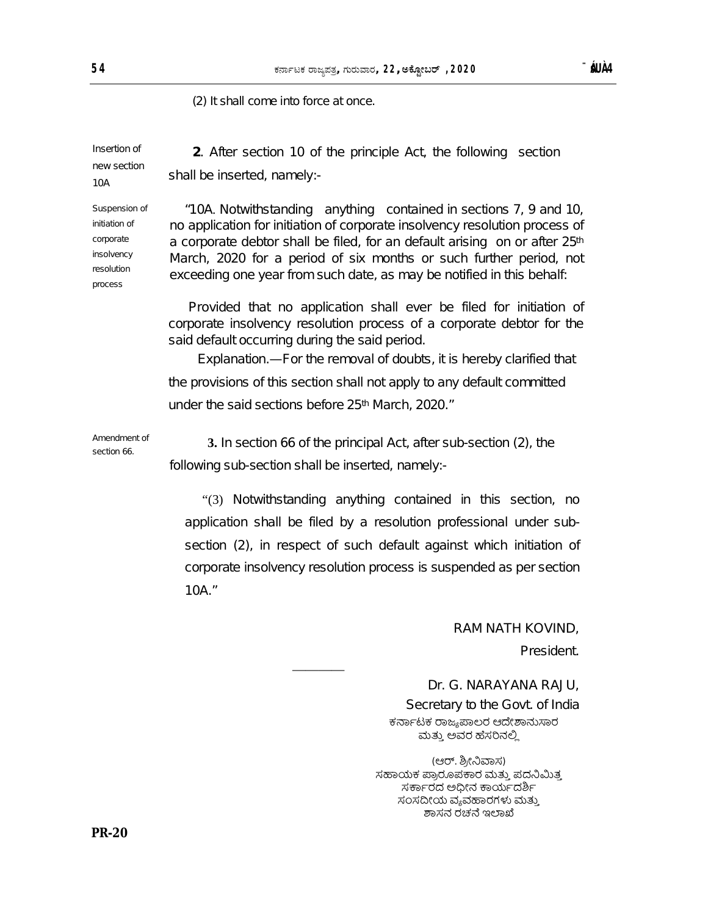(2) It shall come into force at once.

Insertion of new section 10A

**2**. After section 10 of the principle Act, the following section shall be inserted, namely:-

Suspension of initiation of corporate insolvency resolution process

"10A. Notwithstanding anything contained in sections 7, 9 and 10, no application for initiation of corporate insolvency resolution process of a corporate debtor shall be filed, for an default arising on or after 25th March, 2020 for a period of six months or such further period, not exceeding one year from such date, as may be notified in this behalf:

Provided that no application shall ever be filed for initiation of corporate insolvency resolution process of a corporate debtor for the said default occurring during the said period.

*Explanation.*—For the removal of doubts, it is hereby clarified that the provisions of this section shall not apply to any default committed under the said sections before 25th March, 2020."

Amendment of section 66.

**3.** In section 66 of the principal Act, after sub-section (2), the following sub-section shall be inserted, namely:-

"(3) Notwithstanding anything contained in this section, no application shall be filed by a resolution professional under sub-section (2), in respect of such default against which initiation of corporate insolvency resolution process is suspended as per section 10A."

RAM NATH KOVIND,
President.

---

Dr. G. NARAYANA RAJU,
Secretary to the Govt. of India

ಕರ್ನಾಟಕ ರಾಜ್ಯಪಾಲರ ಆದೇಶಾನುಸಾರ
ಮತ್ತು ಅವರ ಹೆಸರಿನಲ್ಲಿ

(ಆರ್. ಶ್ರೀನಿವಾಸ)
ಸಹಾಯಕ ಪ್ರಾರೂಪಕಾರ ಮತ್ತು ಪದನಿಮಿತ್ತ
ಸರ್ಕಾರದ ಅಧೀನ ಕಾರ್ಯದರ್ಶಿ
ಸಂಸದೀಯ ವ್ಯವಹಾರಗಳು ಮತ್ತು
ಶಾಸನ ರಚನೆ ಇಲಾಖೆ

**PR-20**